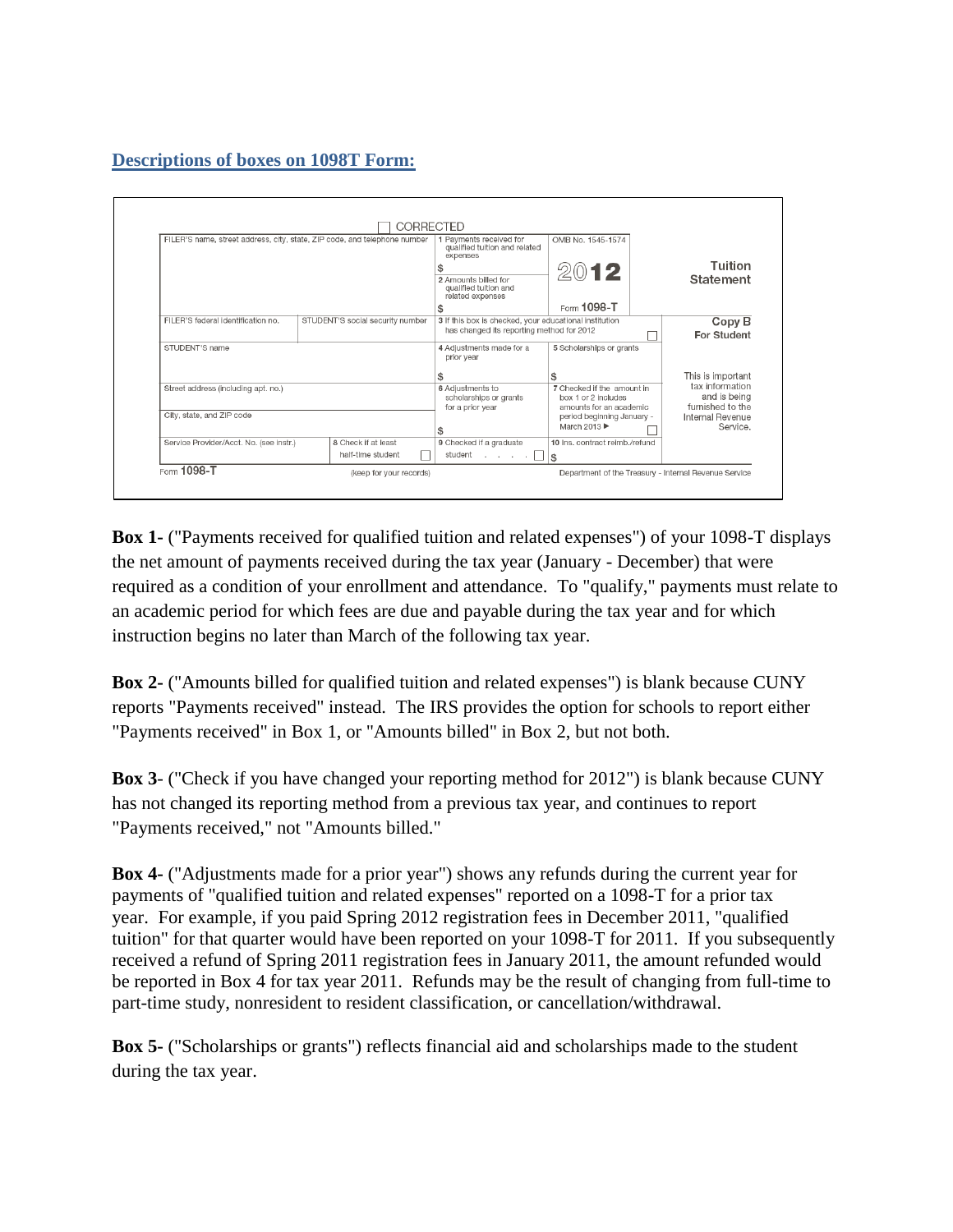## Descriptions of boxes on 1098T Form:

☐ CORRECTED

| | | | | |
|---|---|---|---|---|
| FILER'S name, street address, city, state, ZIP code, and telephone number | | 1 Payments received for qualified tuition and related expenses<br>$<br>2 Amounts billed for qualified tuition and related expenses<br>$ | OMB No. 1545-1574<br>2012<br>Form 1098-T | Tuition Statement |
| FILER'S federal identification no. | STUDENT'S social security number | 3 If this box is checked, your educational institution has changed its reporting method for 2012 ☐ | | Copy B For Student |
| STUDENT'S name | | 4 Adjustments made for a prior year<br>$ | 5 Scholarships or grants<br>$ | This is important tax information and is being furnished to the Internal Revenue Service. |
| Street address (including apt. no.)<br>City, state, and ZIP code | | 6 Adjustments to scholarships or grants for a prior year<br>$ | 7 Checked if the amount in box 1 or 2 includes amounts for an academic period beginning January - March 2013 ▶ ☐ | |
| Service Provider/Acct. No. (see instr.) | 8 Check if at least half-time student ☐ | 9 Checked if a graduate student ☐ | 10 Ins. contract reimb./refund<br>$ | |

Form 1098-T (keep for your records) Department of the Treasury - Internal Revenue Service

**Box 1-** ("Payments received for qualified tuition and related expenses") of your 1098-T displays the net amount of payments received during the tax year (January - December) that were required as a condition of your enrollment and attendance. To "qualify," payments must relate to an academic period for which fees are due and payable during the tax year and for which instruction begins no later than March of the following tax year.

**Box 2-** ("Amounts billed for qualified tuition and related expenses") is blank because CUNY reports "Payments received" instead. The IRS provides the option for schools to report either "Payments received" in Box 1, or "Amounts billed" in Box 2, but not both.

**Box 3**- ("Check if you have changed your reporting method for 2012") is blank because CUNY has not changed its reporting method from a previous tax year, and continues to report "Payments received," not "Amounts billed."

**Box 4-** ("Adjustments made for a prior year") shows any refunds during the current year for payments of "qualified tuition and related expenses" reported on a 1098-T for a prior tax year. For example, if you paid Spring 2012 registration fees in December 2011, "qualified tuition" for that quarter would have been reported on your 1098-T for 2011. If you subsequently received a refund of Spring 2011 registration fees in January 2011, the amount refunded would be reported in Box 4 for tax year 2011. Refunds may be the result of changing from full-time to part-time study, nonresident to resident classification, or cancellation/withdrawal.

**Box 5-** ("Scholarships or grants") reflects financial aid and scholarships made to the student during the tax year.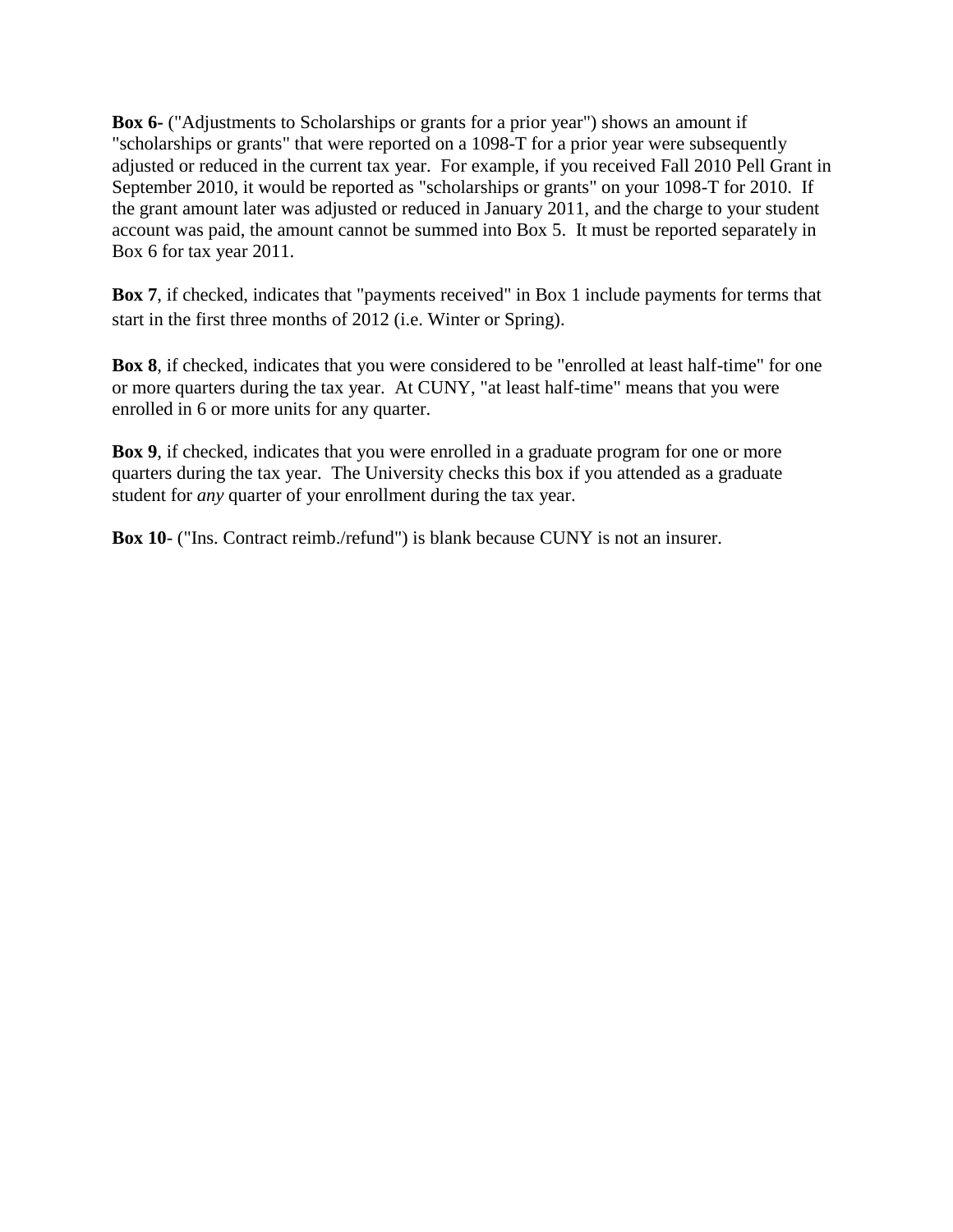**Box 6**- ("Adjustments to Scholarships or grants for a prior year") shows an amount if "scholarships or grants" that were reported on a 1098-T for a prior year were subsequently adjusted or reduced in the current tax year. For example, if you received Fall 2010 Pell Grant in September 2010, it would be reported as "scholarships or grants" on your 1098-T for 2010. If the grant amount later was adjusted or reduced in January 2011, and the charge to your student account was paid, the amount cannot be summed into Box 5. It must be reported separately in Box 6 for tax year 2011.

**Box 7**, if checked, indicates that "payments received" in Box 1 include payments for terms that start in the first three months of 2012 (i.e. Winter or Spring).

**Box 8**, if checked, indicates that you were considered to be "enrolled at least half-time" for one or more quarters during the tax year. At CUNY, "at least half-time" means that you were enrolled in 6 or more units for any quarter.

**Box 9**, if checked, indicates that you were enrolled in a graduate program for one or more quarters during the tax year. The University checks this box if you attended as a graduate student for *any* quarter of your enrollment during the tax year.

**Box 10**- ("Ins. Contract reimb./refund") is blank because CUNY is not an insurer.